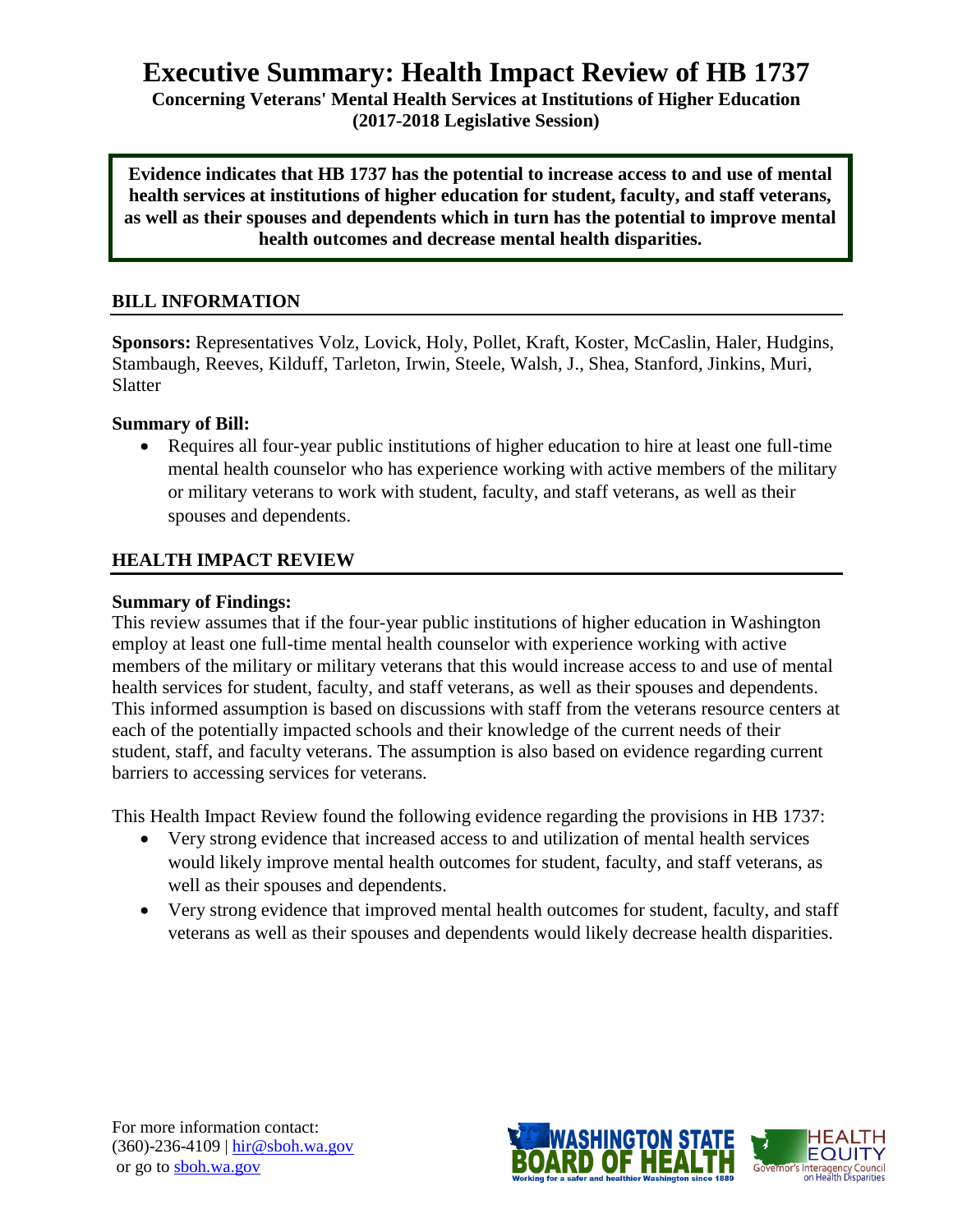# Executive Summary: Health Impact Review of HB 1737

**Concerning Veterans' Mental Health Services at Institutions of Higher Education (2017-2018 Legislative Session)**

**Evidence indicates that HB 1737 has the potential to increase access to and use of mental health services at institutions of higher education for student, faculty, and staff veterans, as well as their spouses and dependents which in turn has the potential to improve mental health outcomes and decrease mental health disparities.**

## BILL INFORMATION

**Sponsors:** Representatives Volz, Lovick, Holy, Pollet, Kraft, Koster, McCaslin, Haler, Hudgins, Stambaugh, Reeves, Kilduff, Tarleton, Irwin, Steele, Walsh, J., Shea, Stanford, Jinkins, Muri, Slatter

**Summary of Bill:**

- Requires all four-year public institutions of higher education to hire at least one full-time mental health counselor who has experience working with active members of the military or military veterans to work with student, faculty, and staff veterans, as well as their spouses and dependents.

## HEALTH IMPACT REVIEW

**Summary of Findings:**

This review assumes that if the four-year public institutions of higher education in Washington employ at least one full-time mental health counselor with experience working with active members of the military or military veterans that this would increase access to and use of mental health services for student, faculty, and staff veterans, as well as their spouses and dependents. This informed assumption is based on discussions with staff from the veterans resource centers at each of the potentially impacted schools and their knowledge of the current needs of their student, staff, and faculty veterans. The assumption is also based on evidence regarding current barriers to accessing services for veterans.

This Health Impact Review found the following evidence regarding the provisions in HB 1737:

- Very strong evidence that increased access to and utilization of mental health services would likely improve mental health outcomes for student, faculty, and staff veterans, as well as their spouses and dependents.
- Very strong evidence that improved mental health outcomes for student, faculty, and staff veterans as well as their spouses and dependents would likely decrease health disparities.

For more information contact:
(360)-236-4109 | hir@sboh.wa.gov
or go to sboh.wa.gov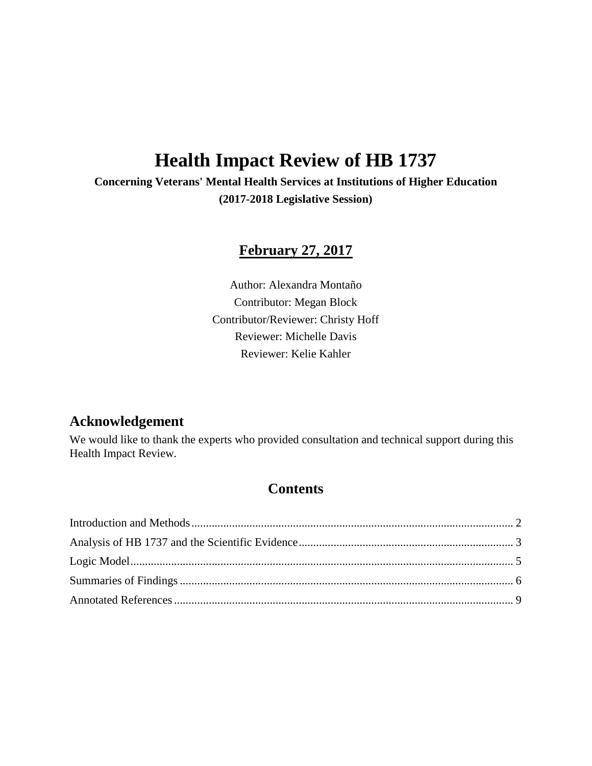# Health Impact Review of HB 1737

**Concerning Veterans' Mental Health Services at Institutions of Higher Education**

**(2017-2018 Legislative Session)**

## February 27, 2017

Author: Alexandra Montaño

Contributor: Megan Block

Contributor/Reviewer: Christy Hoff

Reviewer: Michelle Davis

Reviewer: Kelie Kahler

## Acknowledgement

We would like to thank the experts who provided consultation and technical support during this Health Impact Review.

## Contents

Introduction and Methods ........ 2

Analysis of HB 1737 and the Scientific Evidence ........ 3

Logic Model ........ 5

Summaries of Findings ........ 6

Annotated References ........ 9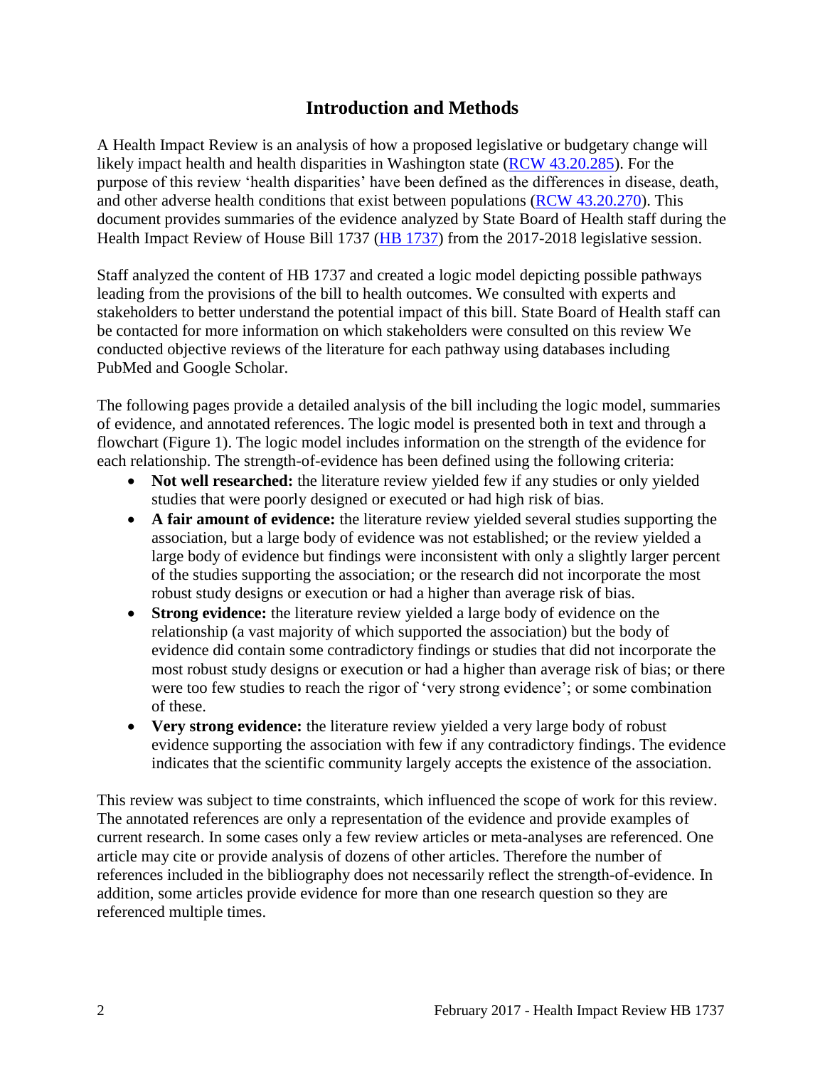## Introduction and Methods

A Health Impact Review is an analysis of how a proposed legislative or budgetary change will likely impact health and health disparities in Washington state ([RCW 43.20.285](RCW 43.20.285)). For the purpose of this review 'health disparities' have been defined as the differences in disease, death, and other adverse health conditions that exist between populations ([RCW 43.20.270](RCW 43.20.270)). This document provides summaries of the evidence analyzed by State Board of Health staff during the Health Impact Review of House Bill 1737 ([HB 1737](HB 1737)) from the 2017-2018 legislative session.

Staff analyzed the content of HB 1737 and created a logic model depicting possible pathways leading from the provisions of the bill to health outcomes. We consulted with experts and stakeholders to better understand the potential impact of this bill. State Board of Health staff can be contacted for more information on which stakeholders were consulted on this review We conducted objective reviews of the literature for each pathway using databases including PubMed and Google Scholar.

The following pages provide a detailed analysis of the bill including the logic model, summaries of evidence, and annotated references. The logic model is presented both in text and through a flowchart (Figure 1). The logic model includes information on the strength of the evidence for each relationship. The strength-of-evidence has been defined using the following criteria:

- **Not well researched:** the literature review yielded few if any studies or only yielded studies that were poorly designed or executed or had high risk of bias.
- **A fair amount of evidence:** the literature review yielded several studies supporting the association, but a large body of evidence was not established; or the review yielded a large body of evidence but findings were inconsistent with only a slightly larger percent of the studies supporting the association; or the research did not incorporate the most robust study designs or execution or had a higher than average risk of bias.
- **Strong evidence:** the literature review yielded a large body of evidence on the relationship (a vast majority of which supported the association) but the body of evidence did contain some contradictory findings or studies that did not incorporate the most robust study designs or execution or had a higher than average risk of bias; or there were too few studies to reach the rigor of 'very strong evidence'; or some combination of these.
- **Very strong evidence:** the literature review yielded a very large body of robust evidence supporting the association with few if any contradictory findings. The evidence indicates that the scientific community largely accepts the existence of the association.

This review was subject to time constraints, which influenced the scope of work for this review. The annotated references are only a representation of the evidence and provide examples of current research. In some cases only a few review articles or meta-analyses are referenced. One article may cite or provide analysis of dozens of other articles. Therefore the number of references included in the bibliography does not necessarily reflect the strength-of-evidence. In addition, some articles provide evidence for more than one research question so they are referenced multiple times.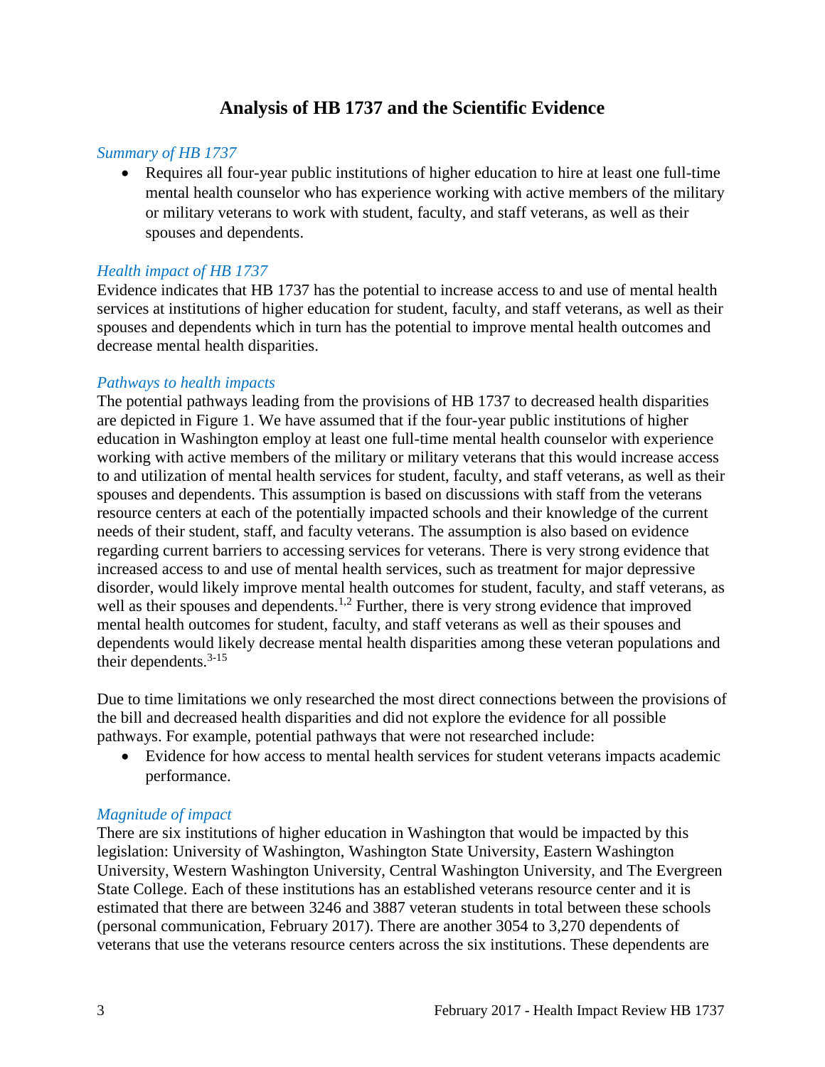# Analysis of HB 1737 and the Scientific Evidence

*Summary of HB 1737*

- Requires all four-year public institutions of higher education to hire at least one full-time mental health counselor who has experience working with active members of the military or military veterans to work with student, faculty, and staff veterans, as well as their spouses and dependents.

*Health impact of HB 1737*

Evidence indicates that HB 1737 has the potential to increase access to and use of mental health services at institutions of higher education for student, faculty, and staff veterans, as well as their spouses and dependents which in turn has the potential to improve mental health outcomes and decrease mental health disparities.

*Pathways to health impacts*

The potential pathways leading from the provisions of HB 1737 to decreased health disparities are depicted in Figure 1. We have assumed that if the four-year public institutions of higher education in Washington employ at least one full-time mental health counselor with experience working with active members of the military or military veterans that this would increase access to and utilization of mental health services for student, faculty, and staff veterans, as well as their spouses and dependents. This assumption is based on discussions with staff from the veterans resource centers at each of the potentially impacted schools and their knowledge of the current needs of their student, staff, and faculty veterans. The assumption is also based on evidence regarding current barriers to accessing services for veterans. There is very strong evidence that increased access to and use of mental health services, such as treatment for major depressive disorder, would likely improve mental health outcomes for student, faculty, and staff veterans, as well as their spouses and dependents.[1,2] Further, there is very strong evidence that improved mental health outcomes for student, faculty, and staff veterans as well as their spouses and dependents would likely decrease mental health disparities among these veteran populations and their dependents.[3-15]

Due to time limitations we only researched the most direct connections between the provisions of the bill and decreased health disparities and did not explore the evidence for all possible pathways. For example, potential pathways that were not researched include:

- Evidence for how access to mental health services for student veterans impacts academic performance.

*Magnitude of impact*

There are six institutions of higher education in Washington that would be impacted by this legislation: University of Washington, Washington State University, Eastern Washington University, Western Washington University, Central Washington University, and The Evergreen State College. Each of these institutions has an established veterans resource center and it is estimated that there are between 3246 and 3887 veteran students in total between these schools (personal communication, February 2017). There are another 3054 to 3,270 dependents of veterans that use the veterans resource centers across the six institutions. These dependents are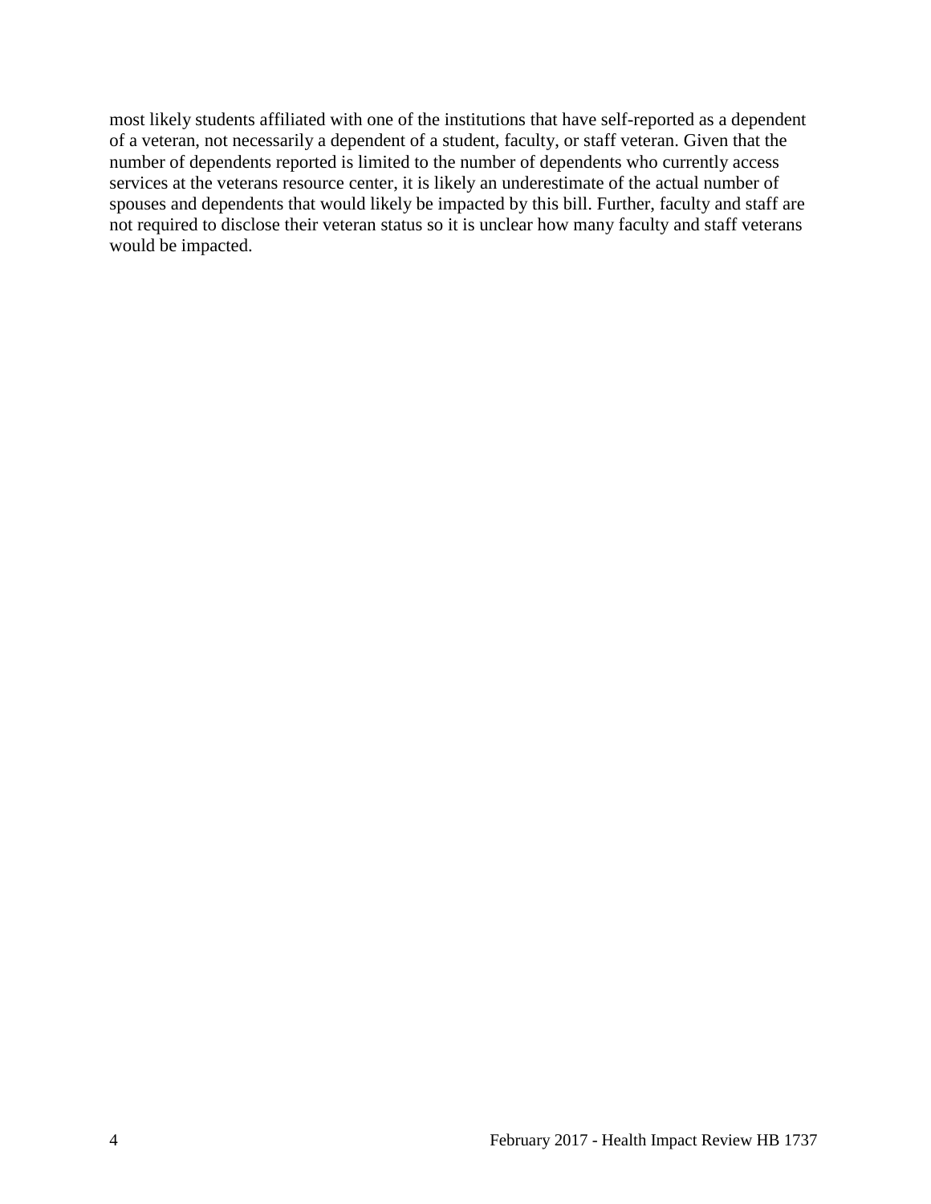most likely students affiliated with one of the institutions that have self-reported as a dependent of a veteran, not necessarily a dependent of a student, faculty, or staff veteran. Given that the number of dependents reported is limited to the number of dependents who currently access services at the veterans resource center, it is likely an underestimate of the actual number of spouses and dependents that would likely be impacted by this bill. Further, faculty and staff are not required to disclose their veteran status so it is unclear how many faculty and staff veterans would be impacted.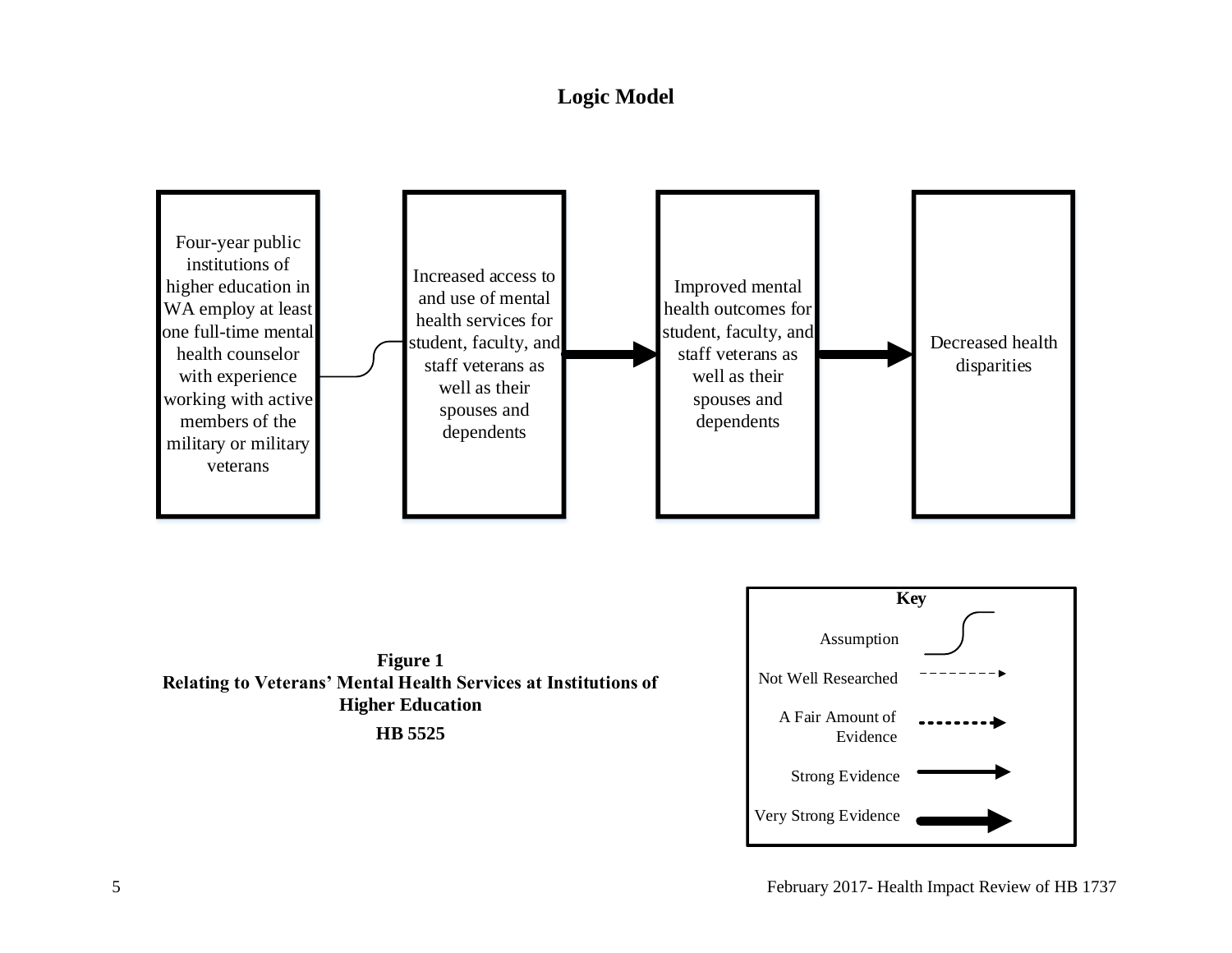## Logic Model

Four-year public institutions of higher education in WA employ at least one full-time mental health counselor with experience working with active members of the military or military veterans

Increased access to and use of mental health services for student, faculty, and staff veterans as well as their spouses and dependents

Improved mental health outcomes for student, faculty, and staff veterans as well as their spouses and dependents

Decreased health disparities

**Key**

- Assumption
- Not Well Researched
- A Fair Amount of Evidence
- Strong Evidence
- Very Strong Evidence

**Figure 1**
**Relating to Veterans' Mental Health Services at Institutions of Higher Education**
**HB 5525**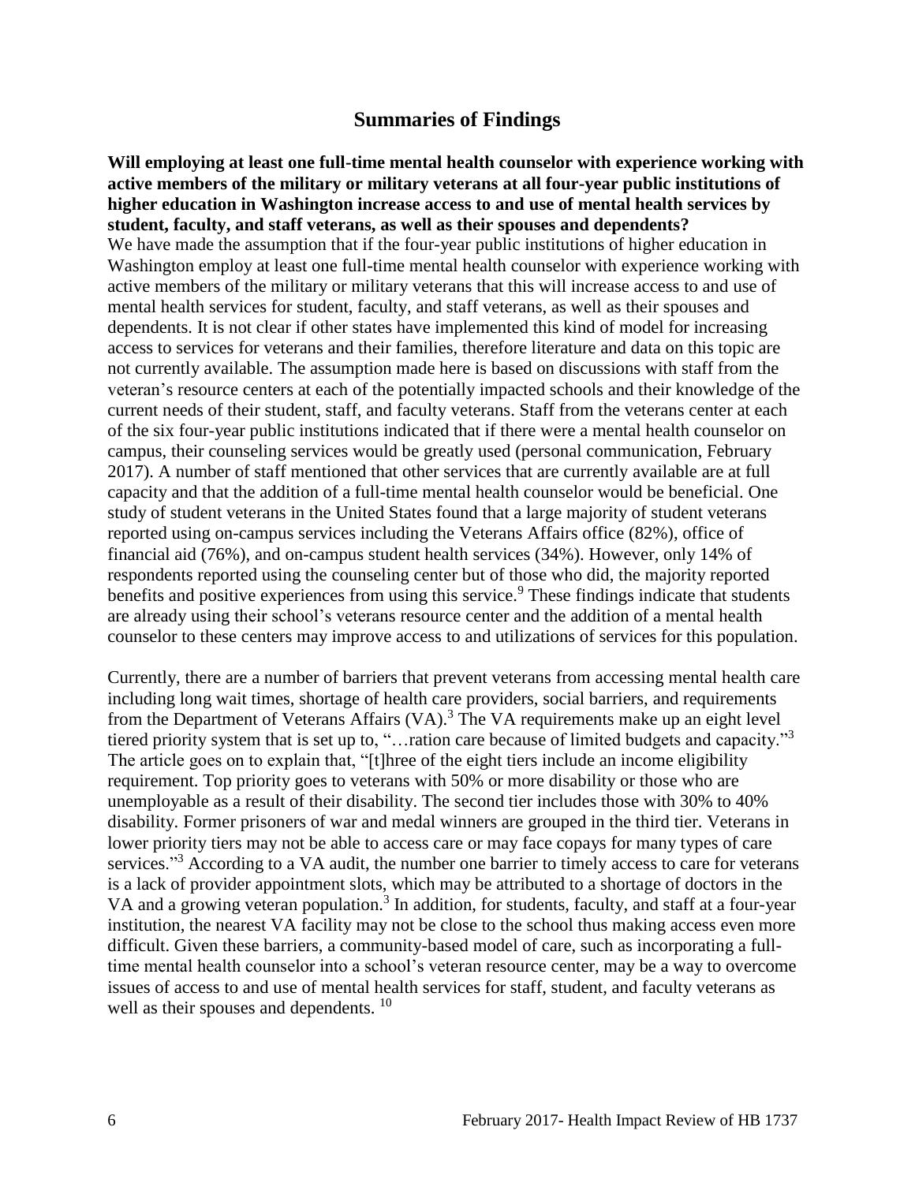## Summaries of Findings

**Will employing at least one full-time mental health counselor with experience working with active members of the military or military veterans at all four-year public institutions of higher education in Washington increase access to and use of mental health services by student, faculty, and staff veterans, as well as their spouses and dependents?**

We have made the assumption that if the four-year public institutions of higher education in Washington employ at least one full-time mental health counselor with experience working with active members of the military or military veterans that this will increase access to and use of mental health services for student, faculty, and staff veterans, as well as their spouses and dependents. It is not clear if other states have implemented this kind of model for increasing access to services for veterans and their families, therefore literature and data on this topic are not currently available. The assumption made here is based on discussions with staff from the veteran's resource centers at each of the potentially impacted schools and their knowledge of the current needs of their student, staff, and faculty veterans. Staff from the veterans center at each of the six four-year public institutions indicated that if there were a mental health counselor on campus, their counseling services would be greatly used (personal communication, February 2017). A number of staff mentioned that other services that are currently available are at full capacity and that the addition of a full-time mental health counselor would be beneficial. One study of student veterans in the United States found that a large majority of student veterans reported using on-campus services including the Veterans Affairs office (82%), office of financial aid (76%), and on-campus student health services (34%). However, only 14% of respondents reported using the counseling center but of those who did, the majority reported benefits and positive experiences from using this service.[9] These findings indicate that students are already using their school's veterans resource center and the addition of a mental health counselor to these centers may improve access to and utilizations of services for this population.

Currently, there are a number of barriers that prevent veterans from accessing mental health care including long wait times, shortage of health care providers, social barriers, and requirements from the Department of Veterans Affairs (VA).[3] The VA requirements make up an eight level tiered priority system that is set up to, "…ration care because of limited budgets and capacity."[3] The article goes on to explain that, "[t]hree of the eight tiers include an income eligibility requirement. Top priority goes to veterans with 50% or more disability or those who are unemployable as a result of their disability. The second tier includes those with 30% to 40% disability. Former prisoners of war and medal winners are grouped in the third tier. Veterans in lower priority tiers may not be able to access care or may face copays for many types of care services."[3] According to a VA audit, the number one barrier to timely access to care for veterans is a lack of provider appointment slots, which may be attributed to a shortage of doctors in the VA and a growing veteran population.[3] In addition, for students, faculty, and staff at a four-year institution, the nearest VA facility may not be close to the school thus making access even more difficult. Given these barriers, a community-based model of care, such as incorporating a full-time mental health counselor into a school's veteran resource center, may be a way to overcome issues of access to and use of mental health services for staff, student, and faculty veterans as well as their spouses and dependents.[10]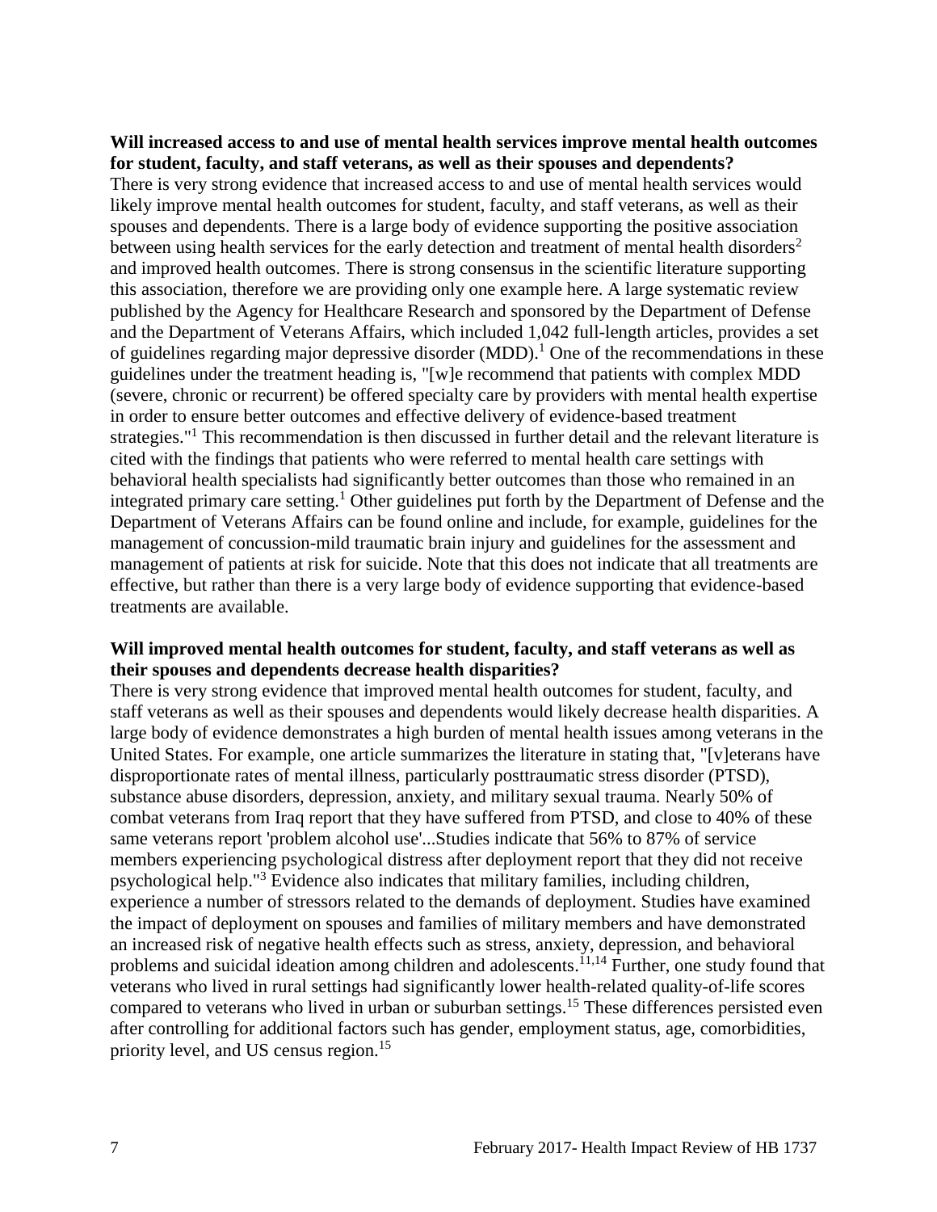**Will increased access to and use of mental health services improve mental health outcomes for student, faculty, and staff veterans, as well as their spouses and dependents?**

There is very strong evidence that increased access to and use of mental health services would likely improve mental health outcomes for student, faculty, and staff veterans, as well as their spouses and dependents. There is a large body of evidence supporting the positive association between using health services for the early detection and treatment of mental health disorders[2] and improved health outcomes. There is strong consensus in the scientific literature supporting this association, therefore we are providing only one example here. A large systematic review published by the Agency for Healthcare Research and sponsored by the Department of Defense and the Department of Veterans Affairs, which included 1,042 full-length articles, provides a set of guidelines regarding major depressive disorder (MDD).[1] One of the recommendations in these guidelines under the treatment heading is, "[w]e recommend that patients with complex MDD (severe, chronic or recurrent) be offered specialty care by providers with mental health expertise in order to ensure better outcomes and effective delivery of evidence-based treatment strategies."[1] This recommendation is then discussed in further detail and the relevant literature is cited with the findings that patients who were referred to mental health care settings with behavioral health specialists had significantly better outcomes than those who remained in an integrated primary care setting.[1] Other guidelines put forth by the Department of Defense and the Department of Veterans Affairs can be found online and include, for example, guidelines for the management of concussion-mild traumatic brain injury and guidelines for the assessment and management of patients at risk for suicide. Note that this does not indicate that all treatments are effective, but rather than there is a very large body of evidence supporting that evidence-based treatments are available.

**Will improved mental health outcomes for student, faculty, and staff veterans as well as their spouses and dependents decrease health disparities?**

There is very strong evidence that improved mental health outcomes for student, faculty, and staff veterans as well as their spouses and dependents would likely decrease health disparities. A large body of evidence demonstrates a high burden of mental health issues among veterans in the United States. For example, one article summarizes the literature in stating that, "[v]eterans have disproportionate rates of mental illness, particularly posttraumatic stress disorder (PTSD), substance abuse disorders, depression, anxiety, and military sexual trauma. Nearly 50% of combat veterans from Iraq report that they have suffered from PTSD, and close to 40% of these same veterans report 'problem alcohol use'...Studies indicate that 56% to 87% of service members experiencing psychological distress after deployment report that they did not receive psychological help."[3] Evidence also indicates that military families, including children, experience a number of stressors related to the demands of deployment. Studies have examined the impact of deployment on spouses and families of military members and have demonstrated an increased risk of negative health effects such as stress, anxiety, depression, and behavioral problems and suicidal ideation among children and adolescents.[11,14] Further, one study found that veterans who lived in rural settings had significantly lower health-related quality-of-life scores compared to veterans who lived in urban or suburban settings.[15] These differences persisted even after controlling for additional factors such has gender, employment status, age, comorbidities, priority level, and US census region.[15]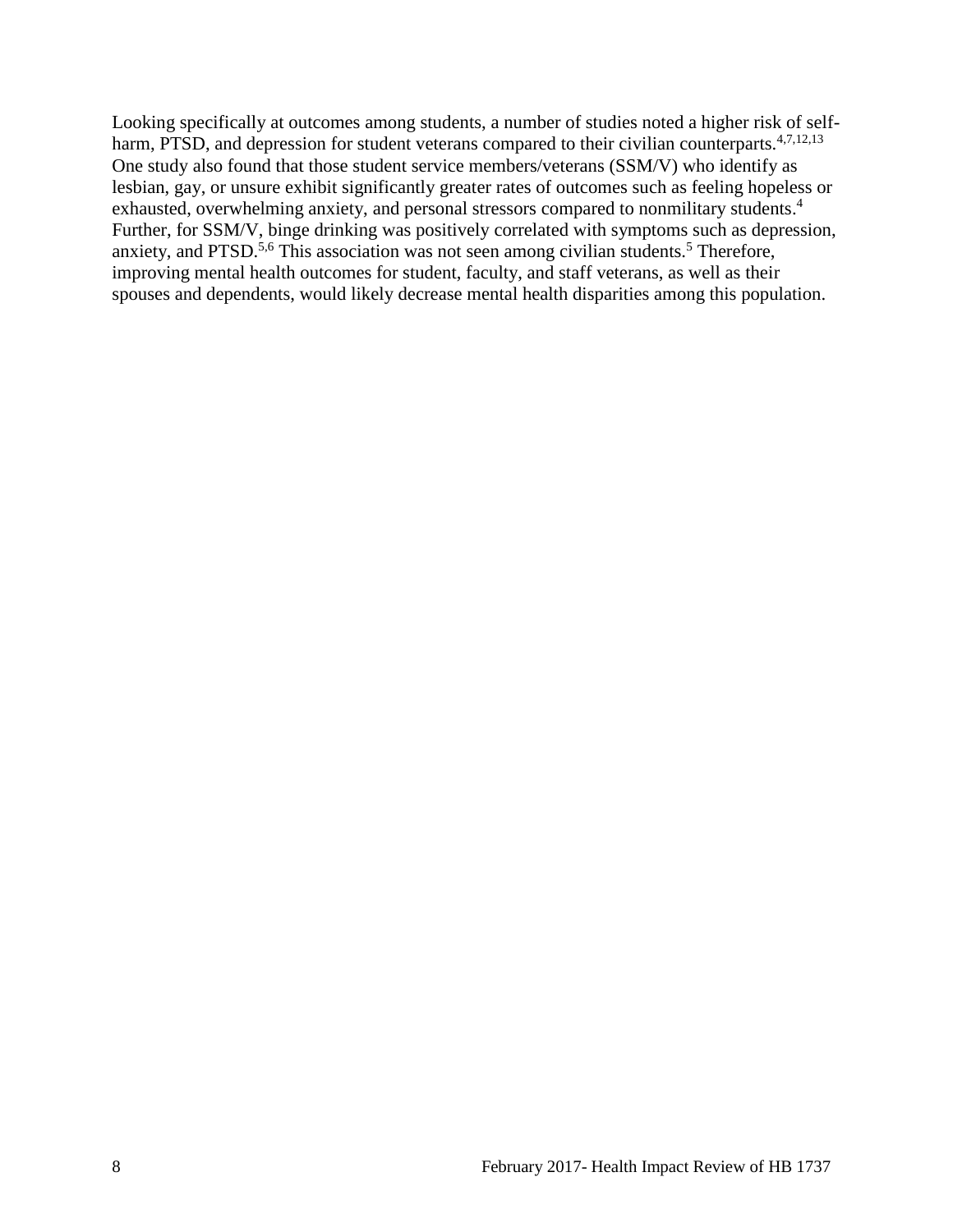Looking specifically at outcomes among students, a number of studies noted a higher risk of self-harm, PTSD, and depression for student veterans compared to their civilian counterparts.[4,7,12,13] One study also found that those student service members/veterans (SSM/V) who identify as lesbian, gay, or unsure exhibit significantly greater rates of outcomes such as feeling hopeless or exhausted, overwhelming anxiety, and personal stressors compared to nonmilitary students.[4] Further, for SSM/V, binge drinking was positively correlated with symptoms such as depression, anxiety, and PTSD.[5,6] This association was not seen among civilian students.[5] Therefore, improving mental health outcomes for student, faculty, and staff veterans, as well as their spouses and dependents, would likely decrease mental health disparities among this population.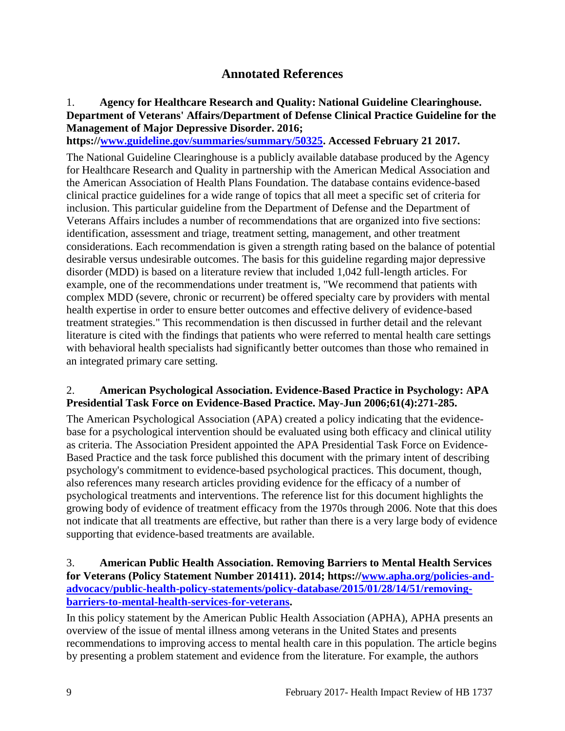## Annotated References

1. **Agency for Healthcare Research and Quality: National Guideline Clearinghouse. Department of Veterans' Affairs/Department of Defense Clinical Practice Guideline for the Management of Major Depressive Disorder. 2016; https://[www.guideline.gov/summaries/summary/50325](https://www.guideline.gov/summaries/summary/50325). Accessed February 21 2017.**

The National Guideline Clearinghouse is a publicly available database produced by the Agency for Healthcare Research and Quality in partnership with the American Medical Association and the American Association of Health Plans Foundation. The database contains evidence-based clinical practice guidelines for a wide range of topics that all meet a specific set of criteria for inclusion. This particular guideline from the Department of Defense and the Department of Veterans Affairs includes a number of recommendations that are organized into five sections: identification, assessment and triage, treatment setting, management, and other treatment considerations. Each recommendation is given a strength rating based on the balance of potential desirable versus undesirable outcomes. The basis for this guideline regarding major depressive disorder (MDD) is based on a literature review that included 1,042 full-length articles. For example, one of the recommendations under treatment is, "We recommend that patients with complex MDD (severe, chronic or recurrent) be offered specialty care by providers with mental health expertise in order to ensure better outcomes and effective delivery of evidence-based treatment strategies." This recommendation is then discussed in further detail and the relevant literature is cited with the findings that patients who were referred to mental health care settings with behavioral health specialists had significantly better outcomes than those who remained in an integrated primary care setting.

2. **American Psychological Association. Evidence-Based Practice in Psychology: APA Presidential Task Force on Evidence-Based Practice. May-Jun 2006;61(4):271-285.**

The American Psychological Association (APA) created a policy indicating that the evidence-base for a psychological intervention should be evaluated using both efficacy and clinical utility as criteria. The Association President appointed the APA Presidential Task Force on Evidence-Based Practice and the task force published this document with the primary intent of describing psychology's commitment to evidence-based psychological practices. This document, though, also references many research articles providing evidence for the efficacy of a number of psychological treatments and interventions. The reference list for this document highlights the growing body of evidence of treatment efficacy from the 1970s through 2006. Note that this does not indicate that all treatments are effective, but rather than there is a very large body of evidence supporting that evidence-based treatments are available.

3. **American Public Health Association. Removing Barriers to Mental Health Services for Veterans (Policy Statement Number 201411). 2014; https://[www.apha.org/policies-and-advocacy/public-health-policy-statements/policy-database/2015/01/28/14/51/removing-barriers-to-mental-health-services-for-veterans](https://www.apha.org/policies-and-advocacy/public-health-policy-statements/policy-database/2015/01/28/14/51/removing-barriers-to-mental-health-services-for-veterans).**

In this policy statement by the American Public Health Association (APHA), APHA presents an overview of the issue of mental illness among veterans in the United States and presents recommendations to improving access to mental health care in this population. The article begins by presenting a problem statement and evidence from the literature. For example, the authors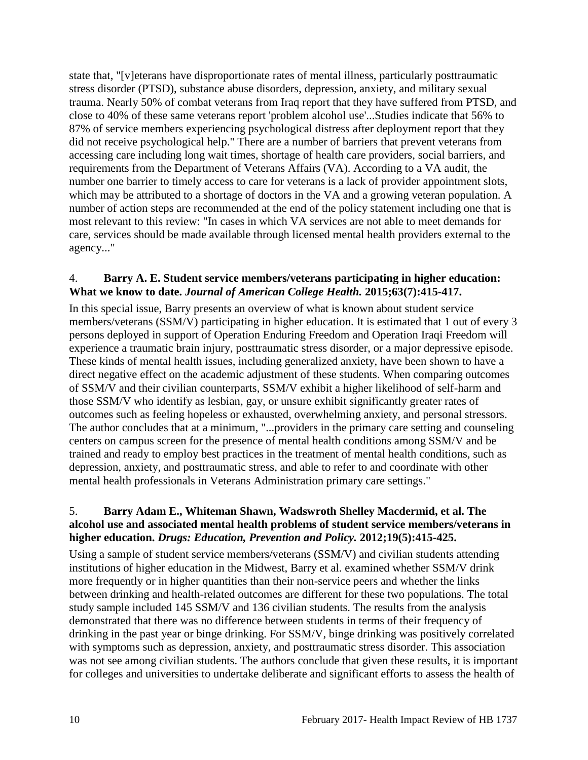state that, "[v]eterans have disproportionate rates of mental illness, particularly posttraumatic stress disorder (PTSD), substance abuse disorders, depression, anxiety, and military sexual trauma. Nearly 50% of combat veterans from Iraq report that they have suffered from PTSD, and close to 40% of these same veterans report 'problem alcohol use'...Studies indicate that 56% to 87% of service members experiencing psychological distress after deployment report that they did not receive psychological help." There are a number of barriers that prevent veterans from accessing care including long wait times, shortage of health care providers, social barriers, and requirements from the Department of Veterans Affairs (VA). According to a VA audit, the number one barrier to timely access to care for veterans is a lack of provider appointment slots, which may be attributed to a shortage of doctors in the VA and a growing veteran population. A number of action steps are recommended at the end of the policy statement including one that is most relevant to this review: "In cases in which VA services are not able to meet demands for care, services should be made available through licensed mental health providers external to the agency..."

4. **Barry A. E. Student service members/veterans participating in higher education: What we know to date.** ***Journal of American College Health.*** **2015;63(7):415-417.**

In this special issue, Barry presents an overview of what is known about student service members/veterans (SSM/V) participating in higher education. It is estimated that 1 out of every 3 persons deployed in support of Operation Enduring Freedom and Operation Iraqi Freedom will experience a traumatic brain injury, posttraumatic stress disorder, or a major depressive episode. These kinds of mental health issues, including generalized anxiety, have been shown to have a direct negative effect on the academic adjustment of these students. When comparing outcomes of SSM/V and their civilian counterparts, SSM/V exhibit a higher likelihood of self-harm and those SSM/V who identify as lesbian, gay, or unsure exhibit significantly greater rates of outcomes such as feeling hopeless or exhausted, overwhelming anxiety, and personal stressors. The author concludes that at a minimum, "...providers in the primary care setting and counseling centers on campus screen for the presence of mental health conditions among SSM/V and be trained and ready to employ best practices in the treatment of mental health conditions, such as depression, anxiety, and posttraumatic stress, and able to refer to and coordinate with other mental health professionals in Veterans Administration primary care settings."

5. **Barry Adam E., Whiteman Shawn, Wadswroth Shelley Macdermid, et al. The alcohol use and associated mental health problems of student service members/veterans in higher education.** ***Drugs: Education, Prevention and Policy.*** **2012;19(5):415-425.**

Using a sample of student service members/veterans (SSM/V) and civilian students attending institutions of higher education in the Midwest, Barry et al. examined whether SSM/V drink more frequently or in higher quantities than their non-service peers and whether the links between drinking and health-related outcomes are different for these two populations. The total study sample included 145 SSM/V and 136 civilian students. The results from the analysis demonstrated that there was no difference between students in terms of their frequency of drinking in the past year or binge drinking. For SSM/V, binge drinking was positively correlated with symptoms such as depression, anxiety, and posttraumatic stress disorder. This association was not see among civilian students. The authors conclude that given these results, it is important for colleges and universities to undertake deliberate and significant efforts to assess the health of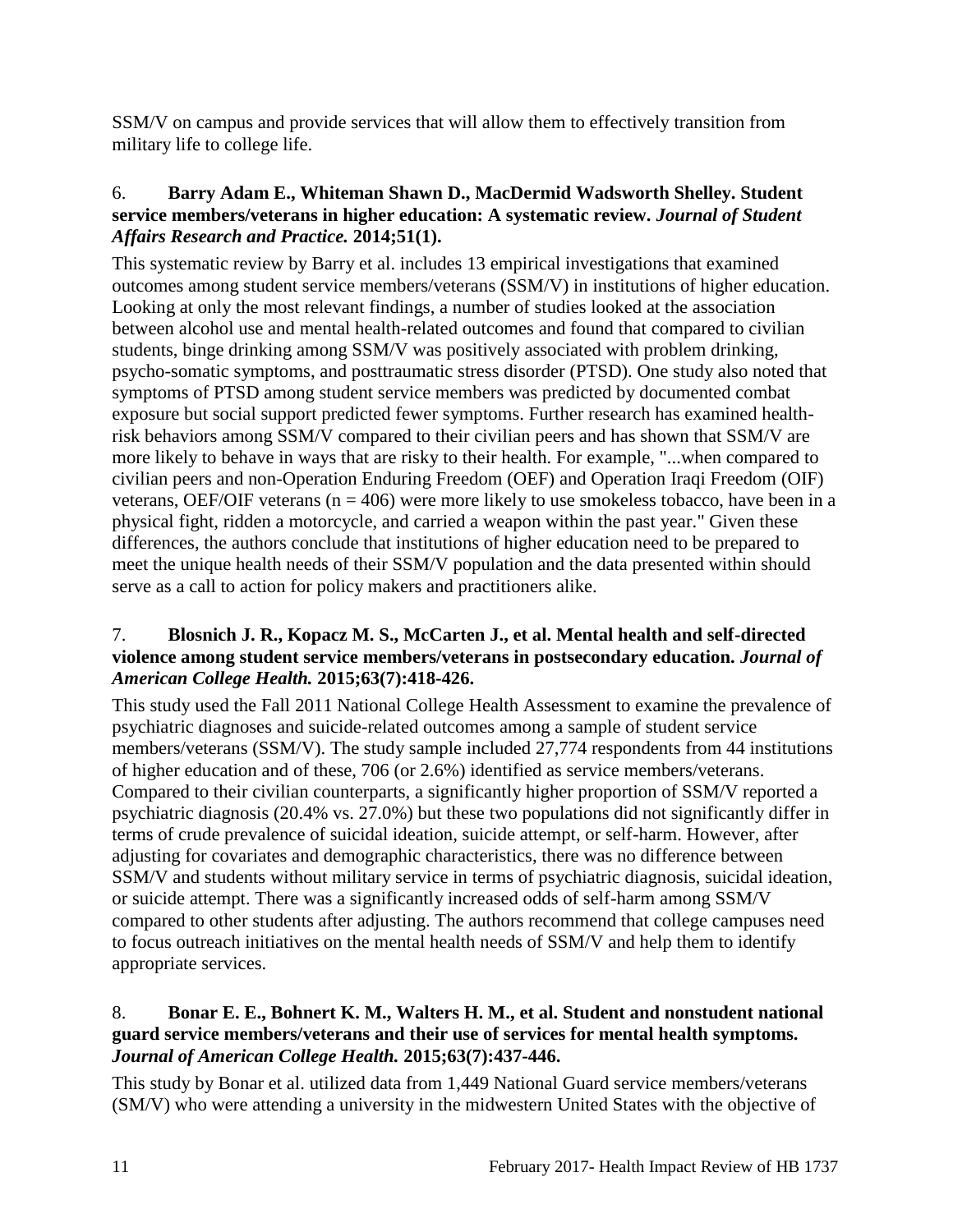SSM/V on campus and provide services that will allow them to effectively transition from military life to college life.

6. **Barry Adam E., Whiteman Shawn D., MacDermid Wadsworth Shelley. Student service members/veterans in higher education: A systematic review.** ***Journal of Student Affairs Research and Practice.*** **2014;51(1).**

This systematic review by Barry et al. includes 13 empirical investigations that examined outcomes among student service members/veterans (SSM/V) in institutions of higher education. Looking at only the most relevant findings, a number of studies looked at the association between alcohol use and mental health-related outcomes and found that compared to civilian students, binge drinking among SSM/V was positively associated with problem drinking, psycho-somatic symptoms, and posttraumatic stress disorder (PTSD). One study also noted that symptoms of PTSD among student service members was predicted by documented combat exposure but social support predicted fewer symptoms. Further research has examined health-risk behaviors among SSM/V compared to their civilian peers and has shown that SSM/V are more likely to behave in ways that are risky to their health. For example, "...when compared to civilian peers and non-Operation Enduring Freedom (OEF) and Operation Iraqi Freedom (OIF) veterans, OEF/OIF veterans ($n = 406$) were more likely to use smokeless tobacco, have been in a physical fight, ridden a motorcycle, and carried a weapon within the past year." Given these differences, the authors conclude that institutions of higher education need to be prepared to meet the unique health needs of their SSM/V population and the data presented within should serve as a call to action for policy makers and practitioners alike.

7. **Blosnich J. R., Kopacz M. S., McCarten J., et al. Mental health and self-directed violence among student service members/veterans in postsecondary education.** ***Journal of American College Health.*** **2015;63(7):418-426.**

This study used the Fall 2011 National College Health Assessment to examine the prevalence of psychiatric diagnoses and suicide-related outcomes among a sample of student service members/veterans (SSM/V). The study sample included 27,774 respondents from 44 institutions of higher education and of these, 706 (or 2.6%) identified as service members/veterans. Compared to their civilian counterparts, a significantly higher proportion of SSM/V reported a psychiatric diagnosis (20.4% vs. 27.0%) but these two populations did not significantly differ in terms of crude prevalence of suicidal ideation, suicide attempt, or self-harm. However, after adjusting for covariates and demographic characteristics, there was no difference between SSM/V and students without military service in terms of psychiatric diagnosis, suicidal ideation, or suicide attempt. There was a significantly increased odds of self-harm among SSM/V compared to other students after adjusting. The authors recommend that college campuses need to focus outreach initiatives on the mental health needs of SSM/V and help them to identify appropriate services.

8. **Bonar E. E., Bohnert K. M., Walters H. M., et al. Student and nonstudent national guard service members/veterans and their use of services for mental health symptoms.** ***Journal of American College Health.*** **2015;63(7):437-446.**

This study by Bonar et al. utilized data from 1,449 National Guard service members/veterans (SM/V) who were attending a university in the midwestern United States with the objective of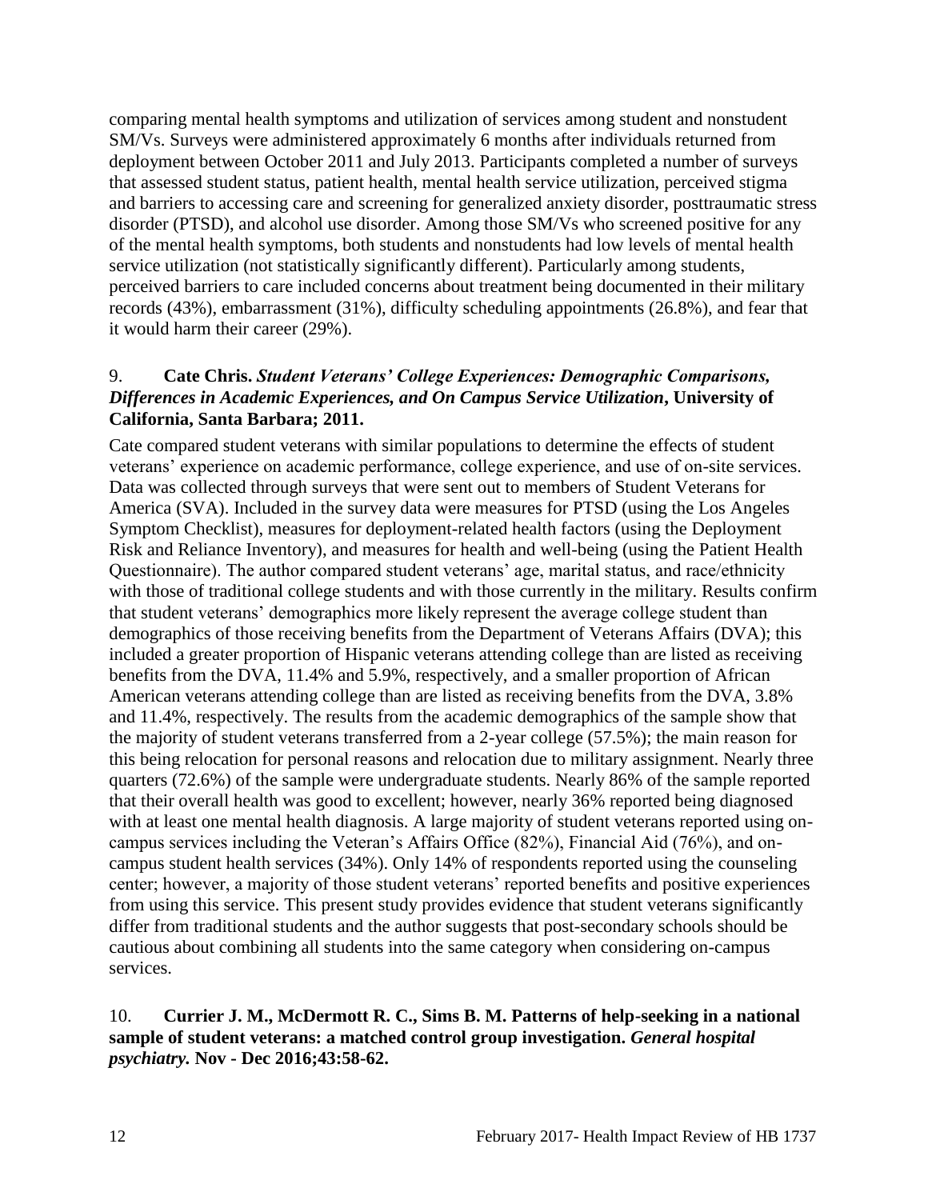comparing mental health symptoms and utilization of services among student and nonstudent SM/Vs. Surveys were administered approximately 6 months after individuals returned from deployment between October 2011 and July 2013. Participants completed a number of surveys that assessed student status, patient health, mental health service utilization, perceived stigma and barriers to accessing care and screening for generalized anxiety disorder, posttraumatic stress disorder (PTSD), and alcohol use disorder. Among those SM/Vs who screened positive for any of the mental health symptoms, both students and nonstudents had low levels of mental health service utilization (not statistically significantly different). Particularly among students, perceived barriers to care included concerns about treatment being documented in their military records (43%), embarrassment (31%), difficulty scheduling appointments (26.8%), and fear that it would harm their career (29%).

9. **Cate Chris. *Student Veterans' College Experiences: Demographic Comparisons, Differences in Academic Experiences, and On Campus Service Utilization*, University of California, Santa Barbara; 2011.**

Cate compared student veterans with similar populations to determine the effects of student veterans' experience on academic performance, college experience, and use of on-site services. Data was collected through surveys that were sent out to members of Student Veterans for America (SVA). Included in the survey data were measures for PTSD (using the Los Angeles Symptom Checklist), measures for deployment-related health factors (using the Deployment Risk and Reliance Inventory), and measures for health and well-being (using the Patient Health Questionnaire). The author compared student veterans' age, marital status, and race/ethnicity with those of traditional college students and with those currently in the military. Results confirm that student veterans' demographics more likely represent the average college student than demographics of those receiving benefits from the Department of Veterans Affairs (DVA); this included a greater proportion of Hispanic veterans attending college than are listed as receiving benefits from the DVA, 11.4% and 5.9%, respectively, and a smaller proportion of African American veterans attending college than are listed as receiving benefits from the DVA, 3.8% and 11.4%, respectively. The results from the academic demographics of the sample show that the majority of student veterans transferred from a 2-year college (57.5%); the main reason for this being relocation for personal reasons and relocation due to military assignment. Nearly three quarters (72.6%) of the sample were undergraduate students. Nearly 86% of the sample reported that their overall health was good to excellent; however, nearly 36% reported being diagnosed with at least one mental health diagnosis. A large majority of student veterans reported using on-campus services including the Veteran's Affairs Office (82%), Financial Aid (76%), and on-campus student health services (34%). Only 14% of respondents reported using the counseling center; however, a majority of those student veterans' reported benefits and positive experiences from using this service. This present study provides evidence that student veterans significantly differ from traditional students and the author suggests that post-secondary schools should be cautious about combining all students into the same category when considering on-campus services.

10. **Currier J. M., McDermott R. C., Sims B. M. Patterns of help-seeking in a national sample of student veterans: a matched control group investigation. *General hospital psychiatry.* Nov - Dec 2016;43:58-62.**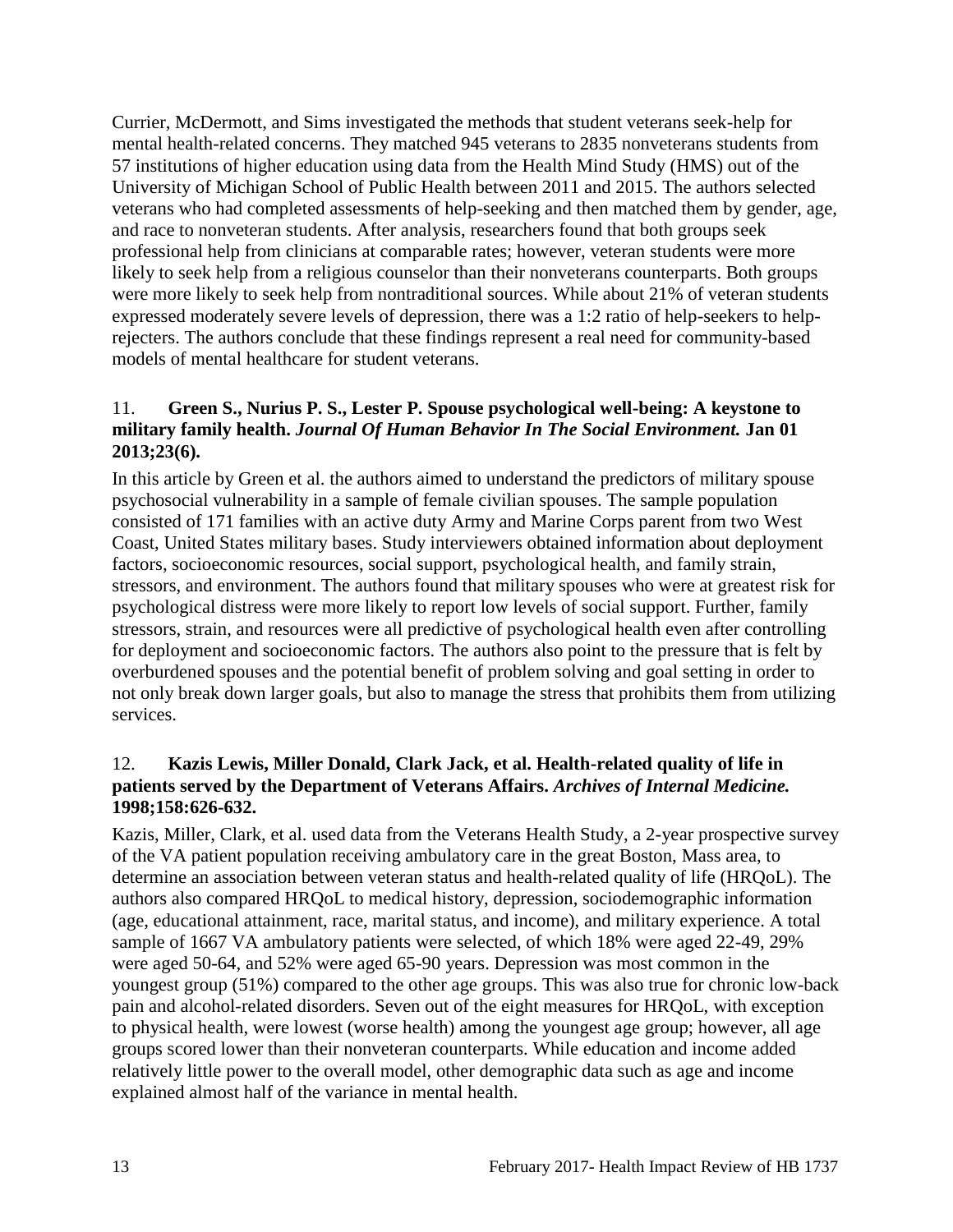Currier, McDermott, and Sims investigated the methods that student veterans seek-help for mental health-related concerns. They matched 945 veterans to 2835 nonveterans students from 57 institutions of higher education using data from the Health Mind Study (HMS) out of the University of Michigan School of Public Health between 2011 and 2015. The authors selected veterans who had completed assessments of help-seeking and then matched them by gender, age, and race to nonveteran students. After analysis, researchers found that both groups seek professional help from clinicians at comparable rates; however, veteran students were more likely to seek help from a religious counselor than their nonveterans counterparts. Both groups were more likely to seek help from nontraditional sources. While about 21% of veteran students expressed moderately severe levels of depression, there was a 1:2 ratio of help-seekers to help-rejecters. The authors conclude that these findings represent a real need for community-based models of mental healthcare for student veterans.

11. **Green S., Nurius P. S., Lester P. Spouse psychological well-being: A keystone to military family health.** ***Journal Of Human Behavior In The Social Environment.*** **Jan 01 2013;23(6).**

In this article by Green et al. the authors aimed to understand the predictors of military spouse psychosocial vulnerability in a sample of female civilian spouses. The sample population consisted of 171 families with an active duty Army and Marine Corps parent from two West Coast, United States military bases. Study interviewers obtained information about deployment factors, socioeconomic resources, social support, psychological health, and family strain, stressors, and environment. The authors found that military spouses who were at greatest risk for psychological distress were more likely to report low levels of social support. Further, family stressors, strain, and resources were all predictive of psychological health even after controlling for deployment and socioeconomic factors. The authors also point to the pressure that is felt by overburdened spouses and the potential benefit of problem solving and goal setting in order to not only break down larger goals, but also to manage the stress that prohibits them from utilizing services.

12. **Kazis Lewis, Miller Donald, Clark Jack, et al. Health-related quality of life in patients served by the Department of Veterans Affairs.** ***Archives of Internal Medicine.*** **1998;158:626-632.**

Kazis, Miller, Clark, et al. used data from the Veterans Health Study, a 2-year prospective survey of the VA patient population receiving ambulatory care in the great Boston, Mass area, to determine an association between veteran status and health-related quality of life (HRQoL). The authors also compared HRQoL to medical history, depression, sociodemographic information (age, educational attainment, race, marital status, and income), and military experience. A total sample of 1667 VA ambulatory patients were selected, of which 18% were aged 22-49, 29% were aged 50-64, and 52% were aged 65-90 years. Depression was most common in the youngest group (51%) compared to the other age groups. This was also true for chronic low-back pain and alcohol-related disorders. Seven out of the eight measures for HRQoL, with exception to physical health, were lowest (worse health) among the youngest age group; however, all age groups scored lower than their nonveteran counterparts. While education and income added relatively little power to the overall model, other demographic data such as age and income explained almost half of the variance in mental health.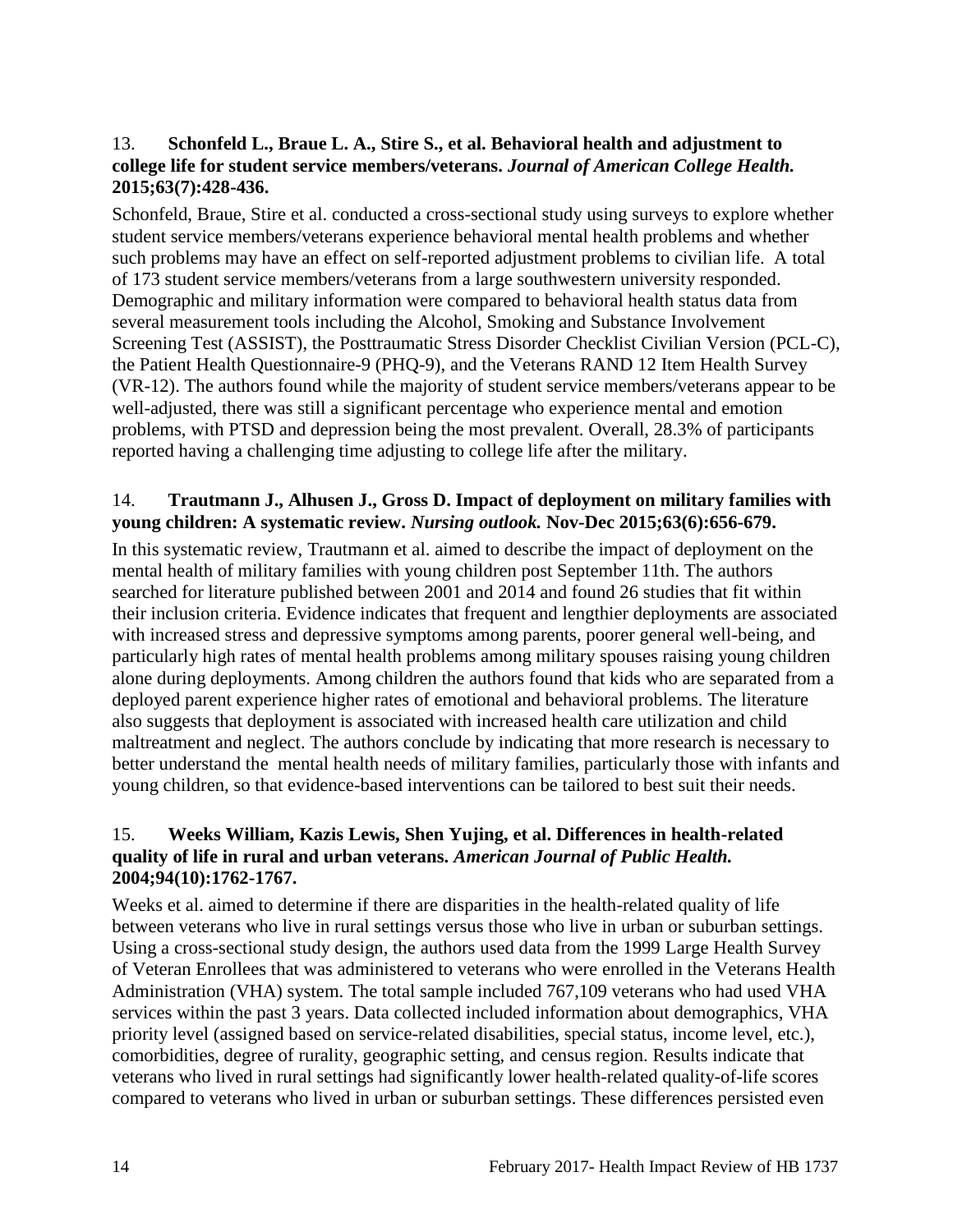13. **Schonfeld L., Braue L. A., Stire S., et al. Behavioral health and adjustment to college life for student service members/veterans.** ***Journal of American College Health.*** **2015;63(7):428-436.**

Schonfeld, Braue, Stire et al. conducted a cross-sectional study using surveys to explore whether student service members/veterans experience behavioral mental health problems and whether such problems may have an effect on self-reported adjustment problems to civilian life. A total of 173 student service members/veterans from a large southwestern university responded. Demographic and military information were compared to behavioral health status data from several measurement tools including the Alcohol, Smoking and Substance Involvement Screening Test (ASSIST), the Posttraumatic Stress Disorder Checklist Civilian Version (PCL-C), the Patient Health Questionnaire-9 (PHQ-9), and the Veterans RAND 12 Item Health Survey (VR-12). The authors found while the majority of student service members/veterans appear to be well-adjusted, there was still a significant percentage who experience mental and emotion problems, with PTSD and depression being the most prevalent. Overall, 28.3% of participants reported having a challenging time adjusting to college life after the military.

14. **Trautmann J., Alhusen J., Gross D. Impact of deployment on military families with young children: A systematic review.** ***Nursing outlook.*** **Nov-Dec 2015;63(6):656-679.**

In this systematic review, Trautmann et al. aimed to describe the impact of deployment on the mental health of military families with young children post September 11th. The authors searched for literature published between 2001 and 2014 and found 26 studies that fit within their inclusion criteria. Evidence indicates that frequent and lengthier deployments are associated with increased stress and depressive symptoms among parents, poorer general well-being, and particularly high rates of mental health problems among military spouses raising young children alone during deployments. Among children the authors found that kids who are separated from a deployed parent experience higher rates of emotional and behavioral problems. The literature also suggests that deployment is associated with increased health care utilization and child maltreatment and neglect. The authors conclude by indicating that more research is necessary to better understand the mental health needs of military families, particularly those with infants and young children, so that evidence-based interventions can be tailored to best suit their needs.

15. **Weeks William, Kazis Lewis, Shen Yujing, et al. Differences in health-related quality of life in rural and urban veterans.** ***American Journal of Public Health.*** **2004;94(10):1762-1767.**

Weeks et al. aimed to determine if there are disparities in the health-related quality of life between veterans who live in rural settings versus those who live in urban or suburban settings. Using a cross-sectional study design, the authors used data from the 1999 Large Health Survey of Veteran Enrollees that was administered to veterans who were enrolled in the Veterans Health Administration (VHA) system. The total sample included 767,109 veterans who had used VHA services within the past 3 years. Data collected included information about demographics, VHA priority level (assigned based on service-related disabilities, special status, income level, etc.), comorbidities, degree of rurality, geographic setting, and census region. Results indicate that veterans who lived in rural settings had significantly lower health-related quality-of-life scores compared to veterans who lived in urban or suburban settings. These differences persisted even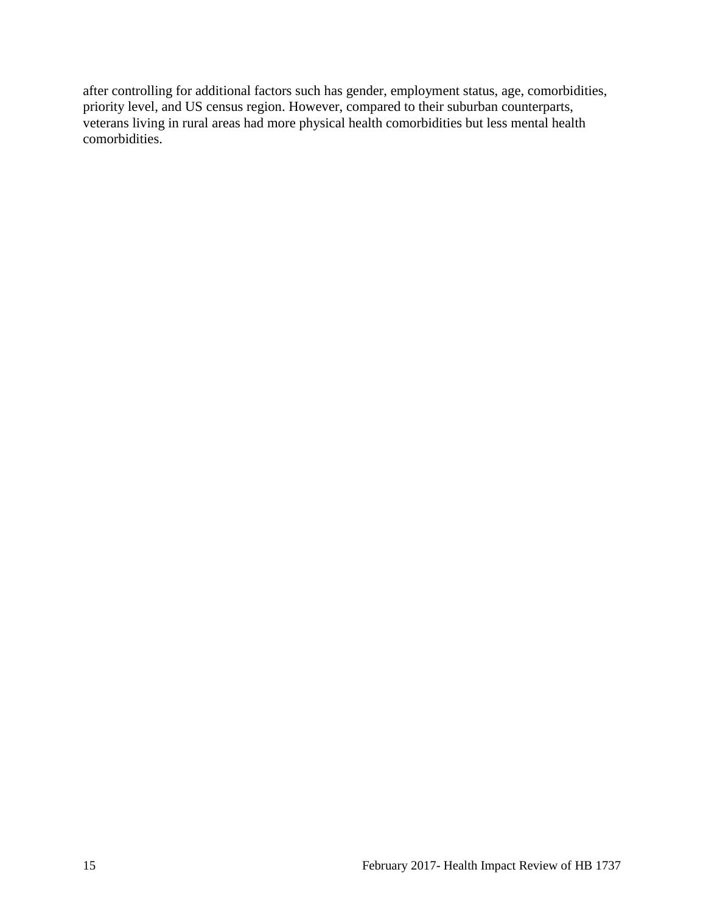after controlling for additional factors such has gender, employment status, age, comorbidities, priority level, and US census region. However, compared to their suburban counterparts, veterans living in rural areas had more physical health comorbidities but less mental health comorbidities.